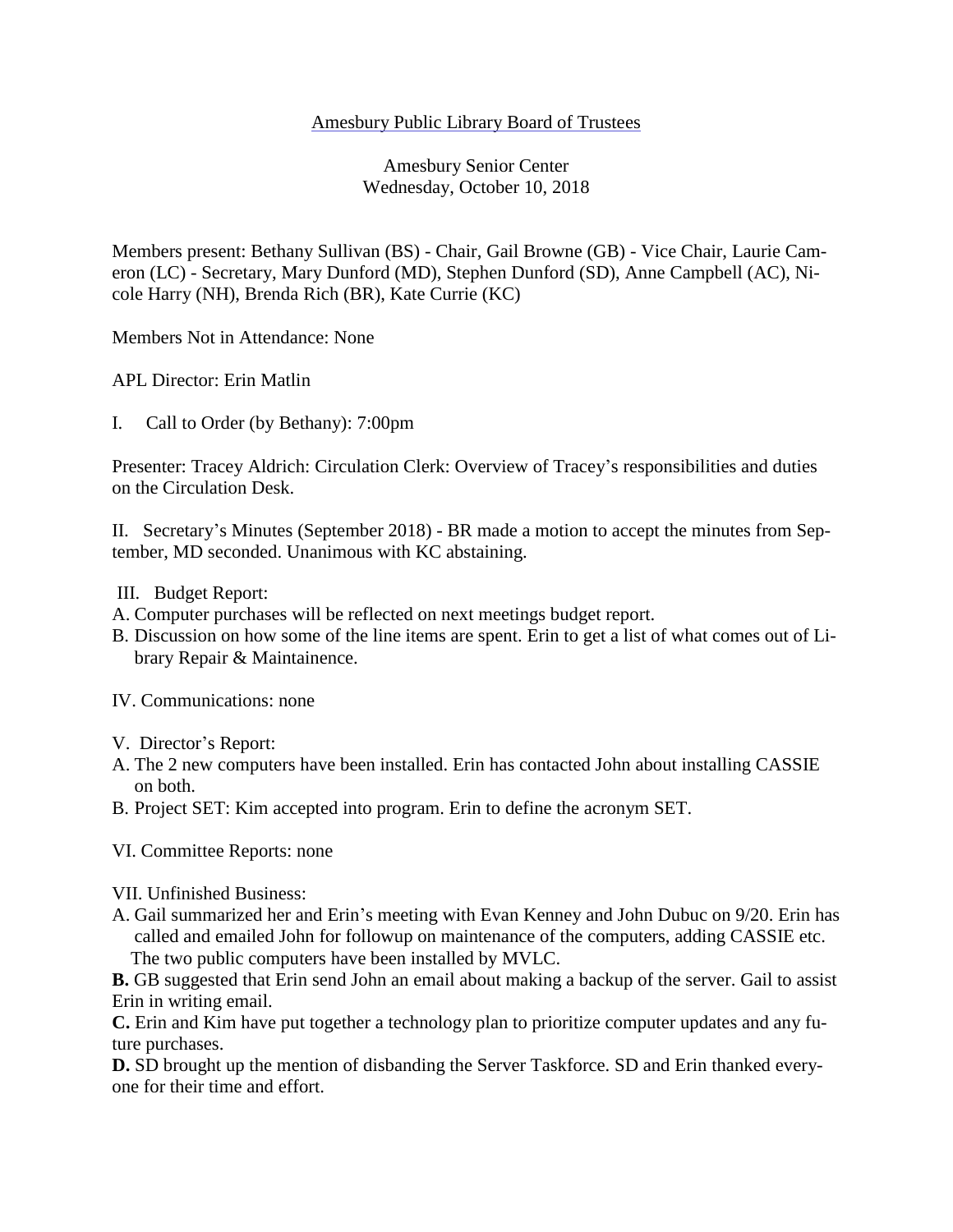Amesbury Public Library Board of Trustees

Amesbury Senior Center
Wednesday, October 10, 2018

Members present: Bethany Sullivan (BS) - Chair, Gail Browne (GB) - Vice Chair, Laurie Cameron (LC) - Secretary, Mary Dunford (MD), Stephen Dunford (SD), Anne Campbell (AC), Nicole Harry (NH), Brenda Rich (BR), Kate Currie (KC)

Members Not in Attendance: None

APL Director: Erin Matlin

I. Call to Order (by Bethany): 7:00pm

Presenter: Tracey Aldrich: Circulation Clerk: Overview of Tracey's responsibilities and duties on the Circulation Desk.

II. Secretary's Minutes (September 2018) - BR made a motion to accept the minutes from September, MD seconded. Unanimous with KC abstaining.

III. Budget Report:

A. Computer purchases will be reflected on next meetings budget report.

B. Discussion on how some of the line items are spent. Erin to get a list of what comes out of Library Repair & Maintainence.

IV. Communications: none

V. Director's Report:

A. The 2 new computers have been installed. Erin has contacted John about installing CASSIE on both.

B. Project SET: Kim accepted into program. Erin to define the acronym SET.

VI. Committee Reports: none

VII. Unfinished Business:

A. Gail summarized her and Erin's meeting with Evan Kenney and John Dubuc on 9/20. Erin has called and emailed John for followup on maintenance of the computers, adding CASSIE etc. The two public computers have been installed by MVLC.

**B.** GB suggested that Erin send John an email about making a backup of the server. Gail to assist Erin in writing email.

**C.** Erin and Kim have put together a technology plan to prioritize computer updates and any future purchases.

**D.** SD brought up the mention of disbanding the Server Taskforce. SD and Erin thanked everyone for their time and effort.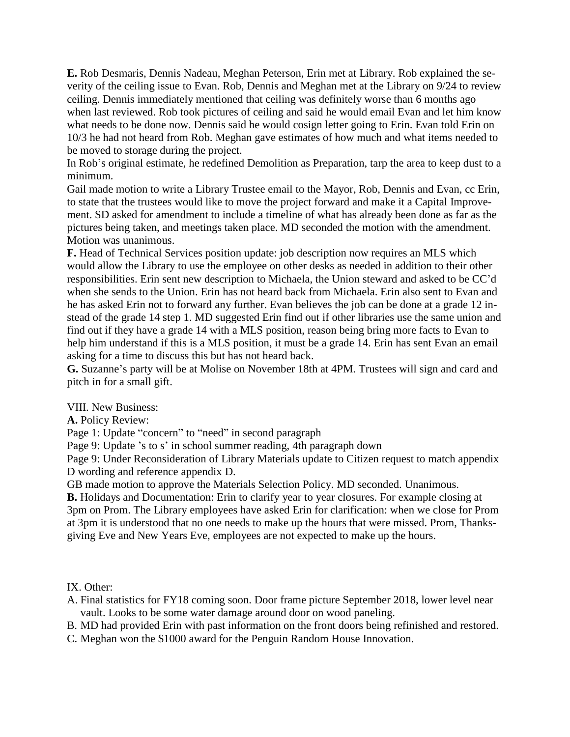**E.** Rob Desmaris, Dennis Nadeau, Meghan Peterson, Erin met at Library. Rob explained the severity of the ceiling issue to Evan. Rob, Dennis and Meghan met at the Library on 9/24 to review ceiling. Dennis immediately mentioned that ceiling was definitely worse than 6 months ago when last reviewed. Rob took pictures of ceiling and said he would email Evan and let him know what needs to be done now. Dennis said he would cosign letter going to Erin. Evan told Erin on 10/3 he had not heard from Rob. Meghan gave estimates of how much and what items needed to be moved to storage during the project.

In Rob's original estimate, he redefined Demolition as Preparation, tarp the area to keep dust to a minimum.

Gail made motion to write a Library Trustee email to the Mayor, Rob, Dennis and Evan, cc Erin, to state that the trustees would like to move the project forward and make it a Capital Improvement. SD asked for amendment to include a timeline of what has already been done as far as the pictures being taken, and meetings taken place. MD seconded the motion with the amendment. Motion was unanimous.

**F.** Head of Technical Services position update: job description now requires an MLS which would allow the Library to use the employee on other desks as needed in addition to their other responsibilities. Erin sent new description to Michaela, the Union steward and asked to be CC'd when she sends to the Union. Erin has not heard back from Michaela. Erin also sent to Evan and he has asked Erin not to forward any further. Evan believes the job can be done at a grade 12 instead of the grade 14 step 1. MD suggested Erin find out if other libraries use the same union and find out if they have a grade 14 with a MLS position, reason being bring more facts to Evan to help him understand if this is a MLS position, it must be a grade 14. Erin has sent Evan an email asking for a time to discuss this but has not heard back.

**G.** Suzanne's party will be at Molise on November 18th at 4PM. Trustees will sign and card and pitch in for a small gift.

VIII. New Business:

**A.** Policy Review:

Page 1: Update "concern" to "need" in second paragraph

Page 9: Update 's to s' in school summer reading, 4th paragraph down

Page 9: Under Reconsideration of Library Materials update to Citizen request to match appendix D wording and reference appendix D.

GB made motion to approve the Materials Selection Policy. MD seconded. Unanimous.

**B.** Holidays and Documentation: Erin to clarify year to year closures. For example closing at 3pm on Prom. The Library employees have asked Erin for clarification: when we close for Prom at 3pm it is understood that no one needs to make up the hours that were missed. Prom, Thanksgiving Eve and New Years Eve, employees are not expected to make up the hours.

IX. Other:

A. Final statistics for FY18 coming soon. Door frame picture September 2018, lower level near vault. Looks to be some water damage around door on wood paneling.
B. MD had provided Erin with past information on the front doors being refinished and restored.
C. Meghan won the $1000 award for the Penguin Random House Innovation.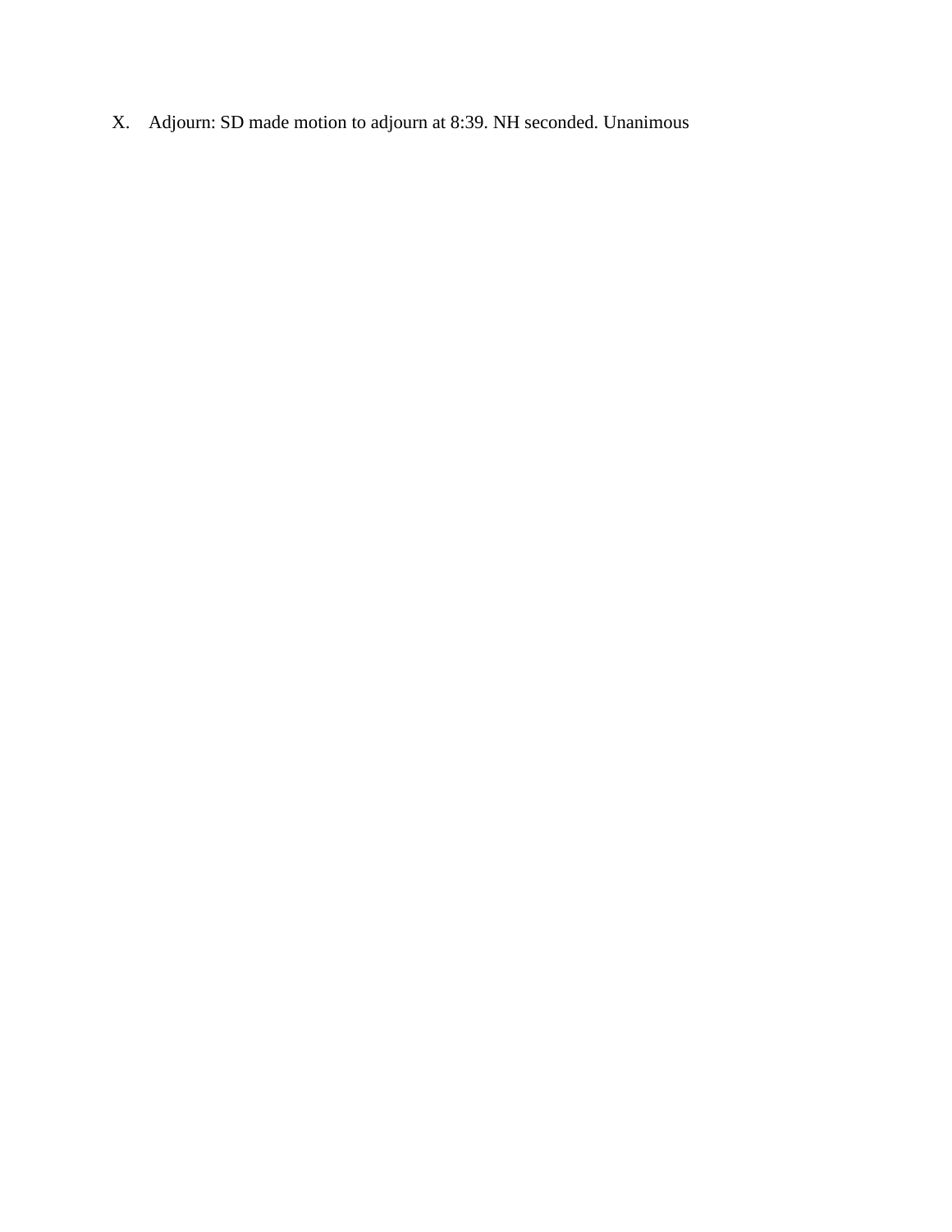X. Adjourn: SD made motion to adjourn at 8:39. NH seconded. Unanimous